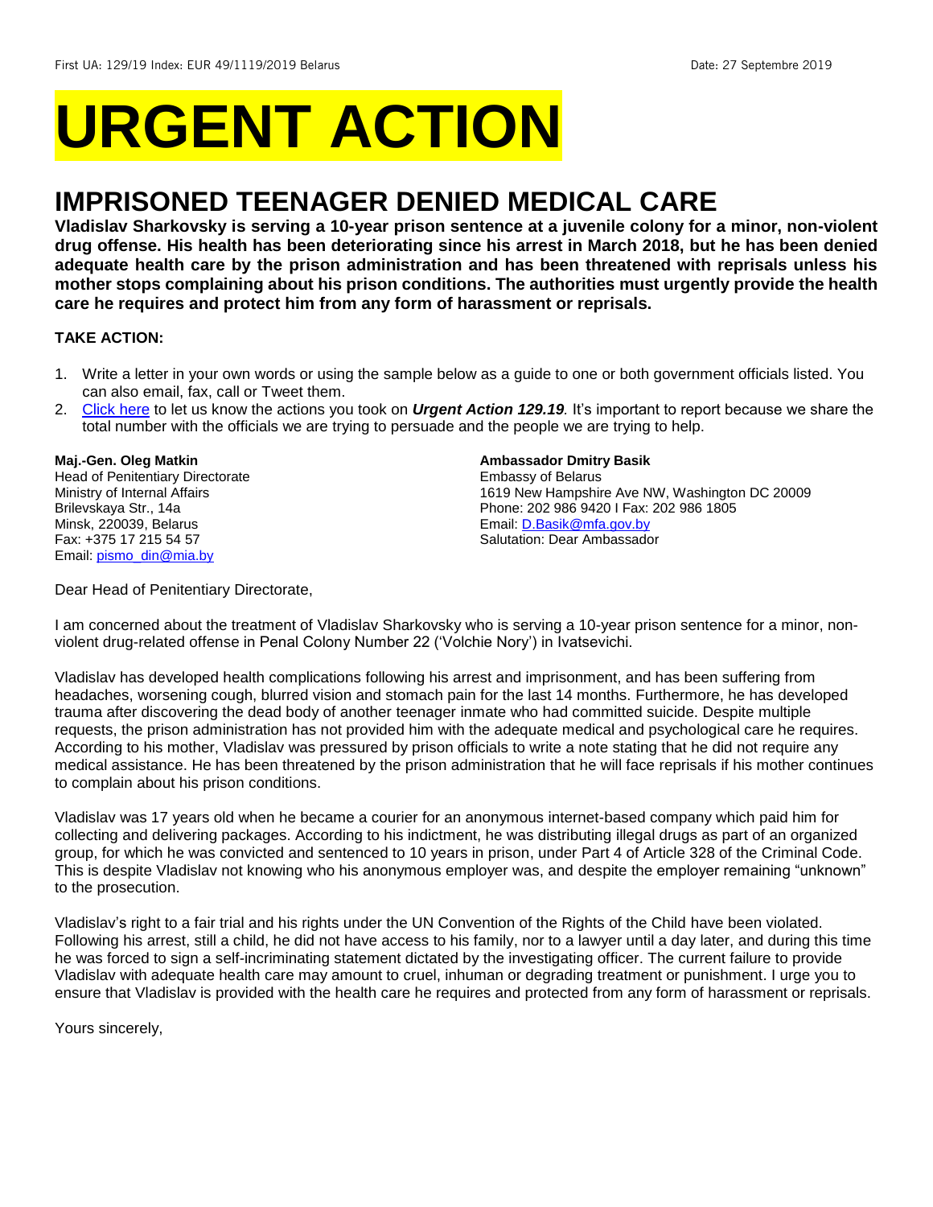First UA: 129/19 Index: EUR 49/1119/2019 Belarus Date: 27 Septembre 2019

# URGENT ACTION

## IMPRISONED TEENAGER DENIED MEDICAL CARE

**Vladislav Sharkovsky is serving a 10-year prison sentence at a juvenile colony for a minor, non-violent drug offense. His health has been deteriorating since his arrest in March 2018, but he has been denied adequate health care by the prison administration and has been threatened with reprisals unless his mother stops complaining about his prison conditions. The authorities must urgently provide the health care he requires and protect him from any form of harassment or reprisals.**

**TAKE ACTION:**

1. Write a letter in your own words or using the sample below as a guide to one or both government officials listed. You can also email, fax, call or Tweet them.
2. Click here to let us know the actions you took on ***Urgent Action 129.19****.* It's important to report because we share the total number with the officials we are trying to persuade and the people we are trying to help.

**Maj.-Gen. Oleg Matkin**
Head of Penitentiary Directorate
Ministry of Internal Affairs
Brilevskaya Str., 14a
Minsk, 220039, Belarus
Fax: +375 17 215 54 57
Email: pismo_din@mia.by

**Ambassador Dmitry Basik**
Embassy of Belarus
1619 New Hampshire Ave NW, Washington DC 20009
Phone: 202 986 9420 I Fax: 202 986 1805
Email: D.Basik@mfa.gov.by
Salutation: Dear Ambassador

Dear Head of Penitentiary Directorate,

I am concerned about the treatment of Vladislav Sharkovsky who is serving a 10-year prison sentence for a minor, non-violent drug-related offense in Penal Colony Number 22 ('Volchie Nory') in Ivatsevichi.

Vladislav has developed health complications following his arrest and imprisonment, and has been suffering from headaches, worsening cough, blurred vision and stomach pain for the last 14 months. Furthermore, he has developed trauma after discovering the dead body of another teenager inmate who had committed suicide. Despite multiple requests, the prison administration has not provided him with the adequate medical and psychological care he requires. According to his mother, Vladislav was pressured by prison officials to write a note stating that he did not require any medical assistance. He has been threatened by the prison administration that he will face reprisals if his mother continues to complain about his prison conditions.

Vladislav was 17 years old when he became a courier for an anonymous internet-based company which paid him for collecting and delivering packages. According to his indictment, he was distributing illegal drugs as part of an organized group, for which he was convicted and sentenced to 10 years in prison, under Part 4 of Article 328 of the Criminal Code. This is despite Vladislav not knowing who his anonymous employer was, and despite the employer remaining "unknown" to the prosecution.

Vladislav's right to a fair trial and his rights under the UN Convention of the Rights of the Child have been violated. Following his arrest, still a child, he did not have access to his family, nor to a lawyer until a day later, and during this time he was forced to sign a self-incriminating statement dictated by the investigating officer. The current failure to provide Vladislav with adequate health care may amount to cruel, inhuman or degrading treatment or punishment. I urge you to ensure that Vladislav is provided with the health care he requires and protected from any form of harassment or reprisals.

Yours sincerely,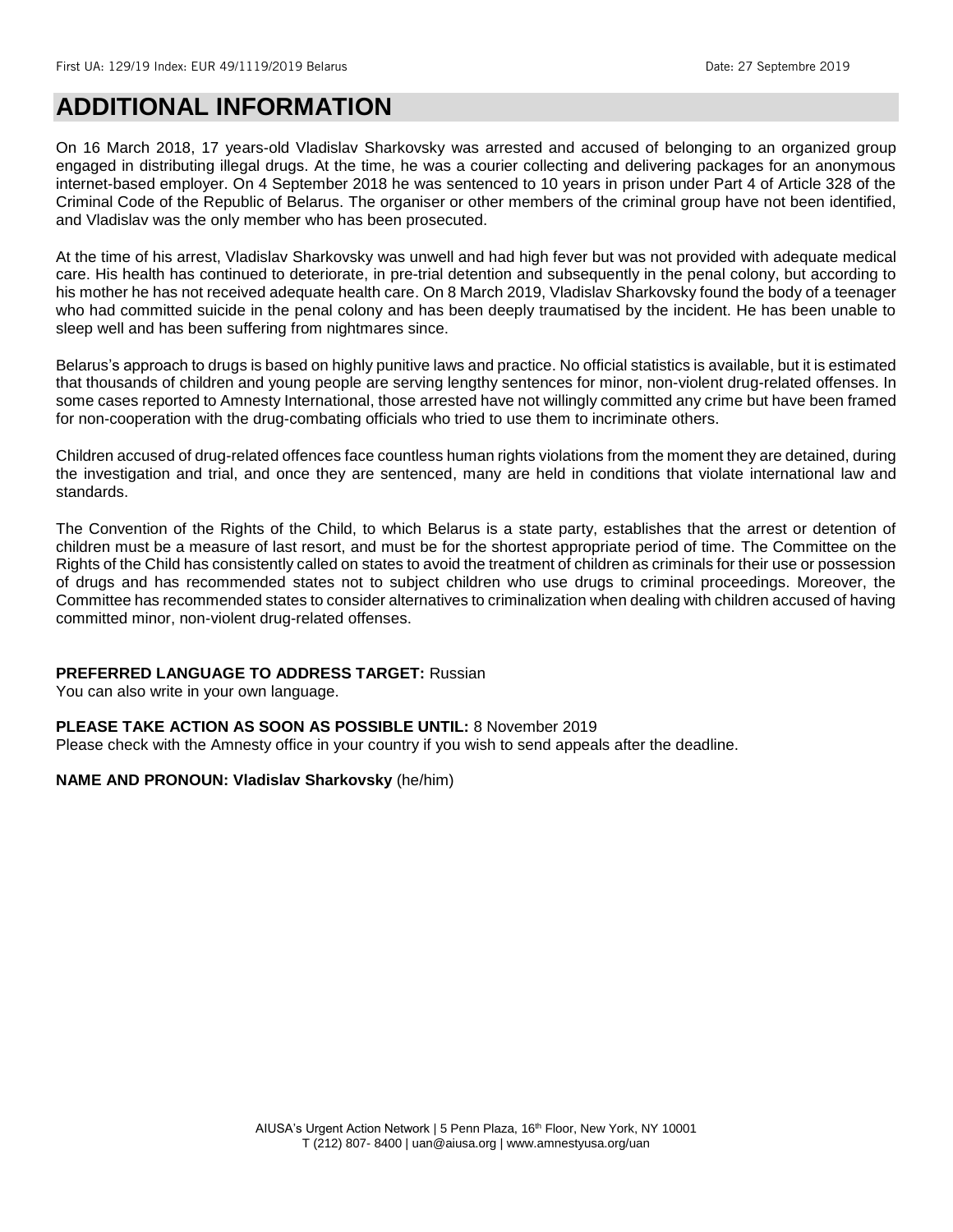# ADDITIONAL INFORMATION

On 16 March 2018, 17 years-old Vladislav Sharkovsky was arrested and accused of belonging to an organized group engaged in distributing illegal drugs. At the time, he was a courier collecting and delivering packages for an anonymous internet-based employer. On 4 September 2018 he was sentenced to 10 years in prison under Part 4 of Article 328 of the Criminal Code of the Republic of Belarus. The organiser or other members of the criminal group have not been identified, and Vladislav was the only member who has been prosecuted.

At the time of his arrest, Vladislav Sharkovsky was unwell and had high fever but was not provided with adequate medical care. His health has continued to deteriorate, in pre-trial detention and subsequently in the penal colony, but according to his mother he has not received adequate health care. On 8 March 2019, Vladislav Sharkovsky found the body of a teenager who had committed suicide in the penal colony and has been deeply traumatised by the incident. He has been unable to sleep well and has been suffering from nightmares since.

Belarus's approach to drugs is based on highly punitive laws and practice. No official statistics is available, but it is estimated that thousands of children and young people are serving lengthy sentences for minor, non-violent drug-related offenses. In some cases reported to Amnesty International, those arrested have not willingly committed any crime but have been framed for non-cooperation with the drug-combating officials who tried to use them to incriminate others.

Children accused of drug-related offences face countless human rights violations from the moment they are detained, during the investigation and trial, and once they are sentenced, many are held in conditions that violate international law and standards.

The Convention of the Rights of the Child, to which Belarus is a state party, establishes that the arrest or detention of children must be a measure of last resort, and must be for the shortest appropriate period of time. The Committee on the Rights of the Child has consistently called on states to avoid the treatment of children as criminals for their use or possession of drugs and has recommended states not to subject children who use drugs to criminal proceedings. Moreover, the Committee has recommended states to consider alternatives to criminalization when dealing with children accused of having committed minor, non-violent drug-related offenses.

**PREFERRED LANGUAGE TO ADDRESS TARGET:** Russian
You can also write in your own language.

**PLEASE TAKE ACTION AS SOON AS POSSIBLE UNTIL:** 8 November 2019
Please check with the Amnesty office in your country if you wish to send appeals after the deadline.

**NAME AND PRONOUN: Vladislav Sharkovsky** (he/him)